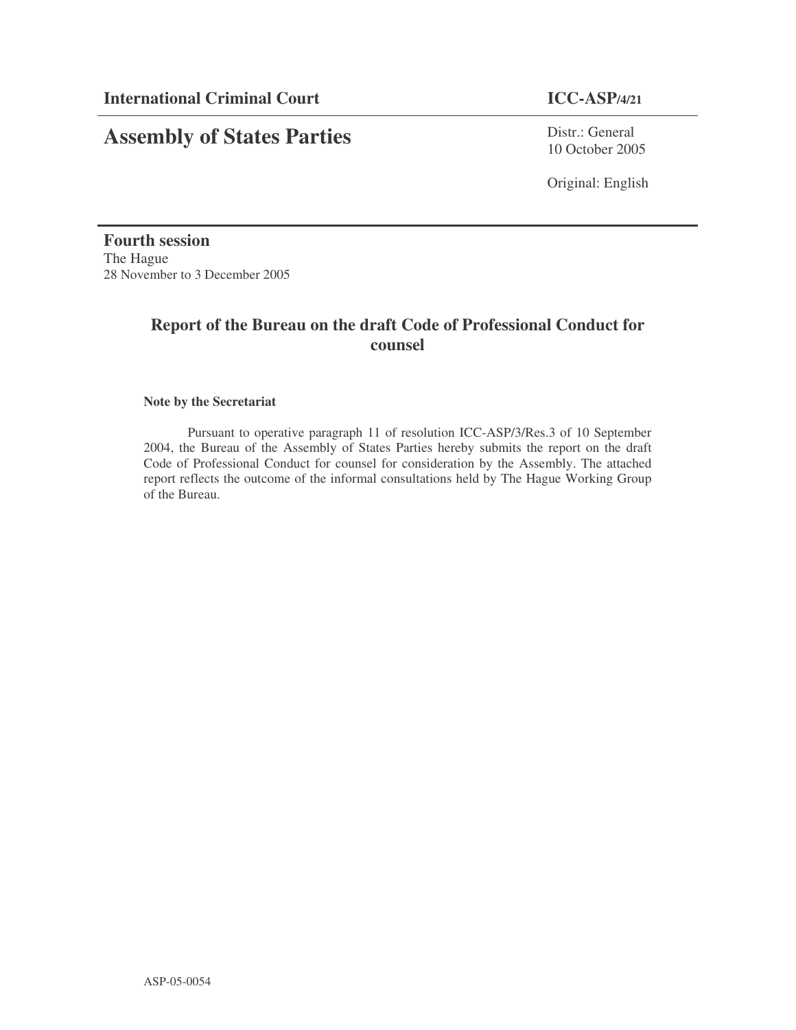**International Criminal Court** **ICC-ASP/4/21**

# Assembly of States Parties

Distr.: General
10 October 2005

Original: English

**Fourth session**
The Hague
28 November to 3 December 2005

## Report of the Bureau on the draft Code of Professional Conduct for counsel

**Note by the Secretariat**

Pursuant to operative paragraph 11 of resolution ICC-ASP/3/Res.3 of 10 September 2004, the Bureau of the Assembly of States Parties hereby submits the report on the draft Code of Professional Conduct for counsel for consideration by the Assembly. The attached report reflects the outcome of the informal consultations held by The Hague Working Group of the Bureau.

ASP-05-0054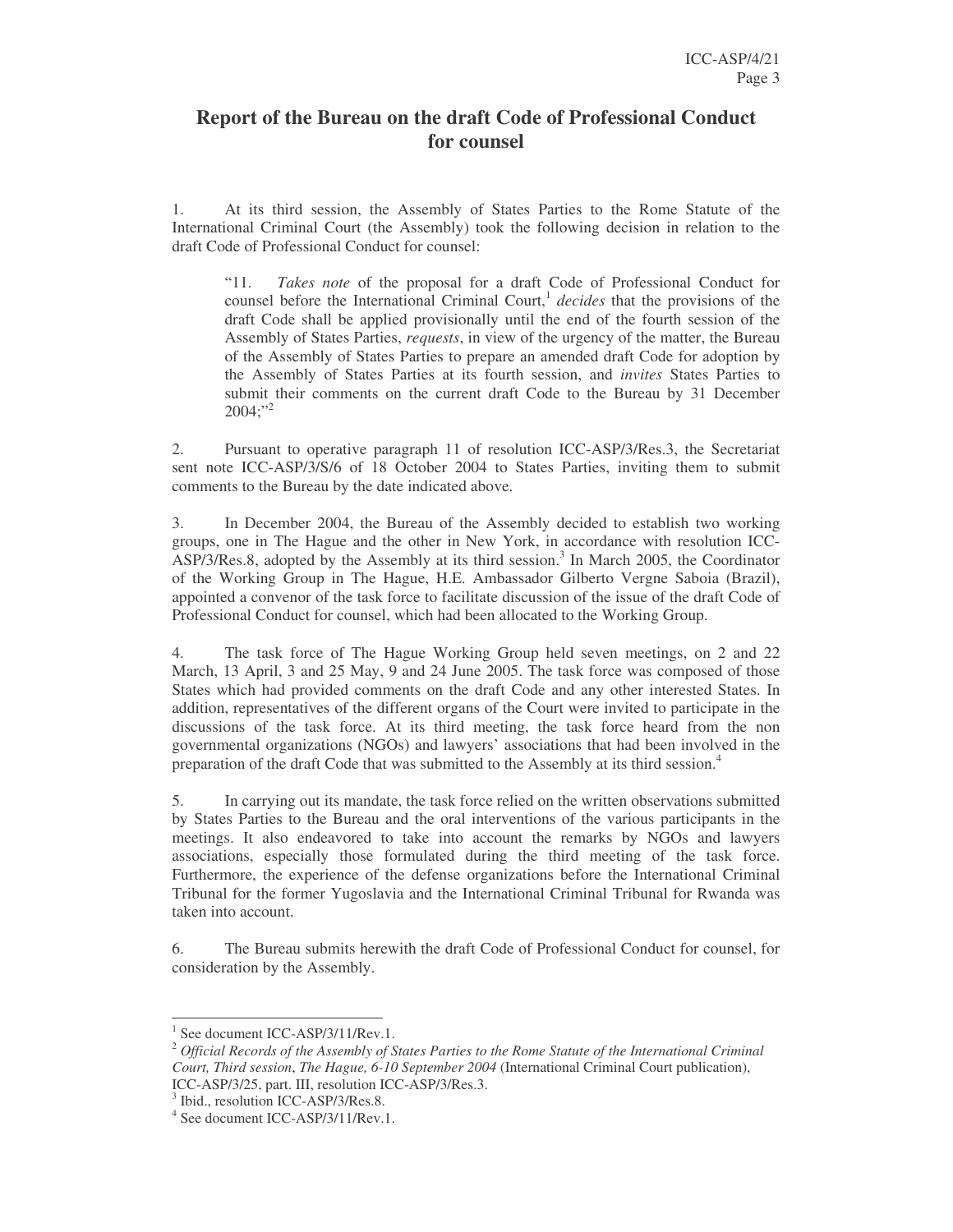# Report of the Bureau on the draft Code of Professional Conduct for counsel

1. At its third session, the Assembly of States Parties to the Rome Statute of the International Criminal Court (the Assembly) took the following decision in relation to the draft Code of Professional Conduct for counsel:

> "11. *Takes note* of the proposal for a draft Code of Professional Conduct for counsel before the International Criminal Court,[1] *decides* that the provisions of the draft Code shall be applied provisionally until the end of the fourth session of the Assembly of States Parties, *requests*, in view of the urgency of the matter, the Bureau of the Assembly of States Parties to prepare an amended draft Code for adoption by the Assembly of States Parties at its fourth session, and *invites* States Parties to submit their comments on the current draft Code to the Bureau by 31 December 2004;"[2]

2. Pursuant to operative paragraph 11 of resolution ICC-ASP/3/Res.3, the Secretariat sent note ICC-ASP/3/S/6 of 18 October 2004 to States Parties, inviting them to submit comments to the Bureau by the date indicated above.

3. In December 2004, the Bureau of the Assembly decided to establish two working groups, one in The Hague and the other in New York, in accordance with resolution ICC-ASP/3/Res.8, adopted by the Assembly at its third session.[3] In March 2005, the Coordinator of the Working Group in The Hague, H.E. Ambassador Gilberto Vergne Saboia (Brazil), appointed a convenor of the task force to facilitate discussion of the issue of the draft Code of Professional Conduct for counsel, which had been allocated to the Working Group.

4. The task force of The Hague Working Group held seven meetings, on 2 and 22 March, 13 April, 3 and 25 May, 9 and 24 June 2005. The task force was composed of those States which had provided comments on the draft Code and any other interested States. In addition, representatives of the different organs of the Court were invited to participate in the discussions of the task force. At its third meeting, the task force heard from the non governmental organizations (NGOs) and lawyers' associations that had been involved in the preparation of the draft Code that was submitted to the Assembly at its third session.[4]

5. In carrying out its mandate, the task force relied on the written observations submitted by States Parties to the Bureau and the oral interventions of the various participants in the meetings. It also endeavored to take into account the remarks by NGOs and lawyers associations, especially those formulated during the third meeting of the task force. Furthermore, the experience of the defense organizations before the International Criminal Tribunal for the former Yugoslavia and the International Criminal Tribunal for Rwanda was taken into account.

6. The Bureau submits herewith the draft Code of Professional Conduct for counsel, for consideration by the Assembly.

---

[1] See document ICC-ASP/3/11/Rev.1.

[2] *Official Records of the Assembly of States Parties to the Rome Statute of the International Criminal Court, Third session*, *The Hague, 6-10 September 2004* (International Criminal Court publication), ICC-ASP/3/25, part. III, resolution ICC-ASP/3/Res.3.

[3] Ibid., resolution ICC-ASP/3/Res.8.

[4] See document ICC-ASP/3/11/Rev.1.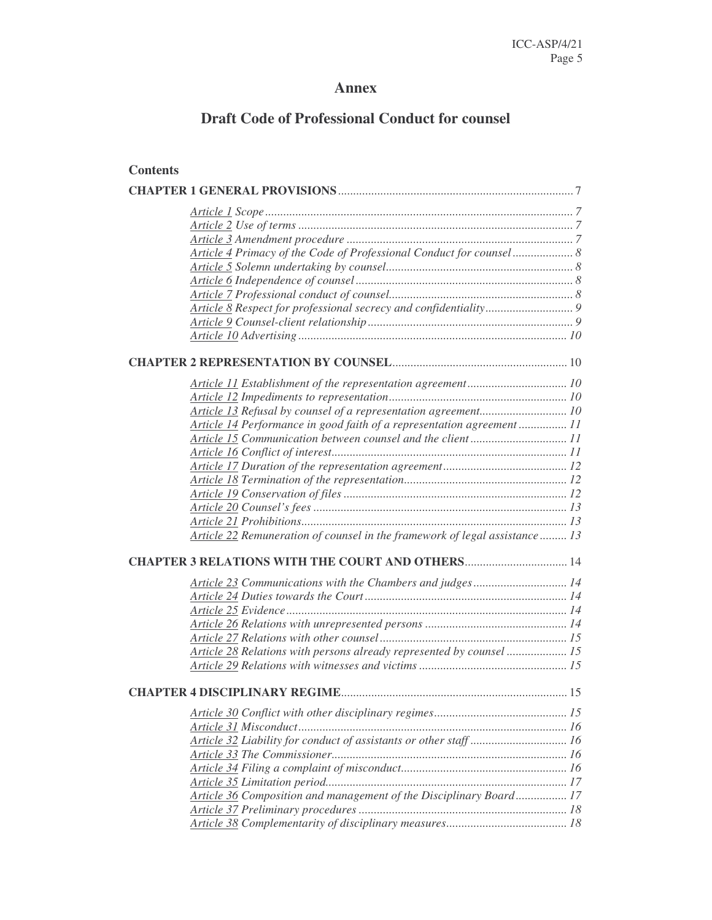# Annex

## Draft Code of Professional Conduct for counsel

**Contents**

**CHAPTER 1 GENERAL PROVISIONS** ........ 7

- *Article 1 Scope* ........ 7
- *Article 2 Use of terms* ........ 7
- *Article 3 Amendment procedure* ........ 7
- *Article 4 Primacy of the Code of Professional Conduct for counsel* ........ 8
- *Article 5 Solemn undertaking by counsel* ........ 8
- *Article 6 Independence of counsel* ........ 8
- *Article 7 Professional conduct of counsel* ........ 8
- *Article 8 Respect for professional secrecy and confidentiality* ........ 9
- *Article 9 Counsel-client relationship* ........ 9
- *Article 10 Advertising* ........ 10

**CHAPTER 2 REPRESENTATION BY COUNSEL** ........ 10

- *Article 11 Establishment of the representation agreement* ........ 10
- *Article 12 Impediments to representation* ........ 10
- *Article 13 Refusal by counsel of a representation agreement* ........ 10
- *Article 14 Performance in good faith of a representation agreement* ........ 11
- *Article 15 Communication between counsel and the client* ........ 11
- *Article 16 Conflict of interest* ........ 11
- *Article 17 Duration of the representation agreement* ........ 12
- *Article 18 Termination of the representation* ........ 12
- *Article 19 Conservation of files* ........ 12
- *Article 20 Counsel's fees* ........ 13
- *Article 21 Prohibitions* ........ 13
- *Article 22 Remuneration of counsel in the framework of legal assistance* ........ 13

**CHAPTER 3 RELATIONS WITH THE COURT AND OTHERS** ........ 14

- *Article 23 Communications with the Chambers and judges* ........ 14
- *Article 24 Duties towards the Court* ........ 14
- *Article 25 Evidence* ........ 14
- *Article 26 Relations with unrepresented persons* ........ 14
- *Article 27 Relations with other counsel* ........ 15
- *Article 28 Relations with persons already represented by counsel* ........ 15
- *Article 29 Relations with witnesses and victims* ........ 15

**CHAPTER 4 DISCIPLINARY REGIME** ........ 15

- *Article 30 Conflict with other disciplinary regimes* ........ 15
- *Article 31 Misconduct* ........ 16
- *Article 32 Liability for conduct of assistants or other staff* ........ 16
- *Article 33 The Commissioner* ........ 16
- *Article 34 Filing a complaint of misconduct* ........ 16
- *Article 35 Limitation period* ........ 17
- *Article 36 Composition and management of the Disciplinary Board* ........ 17
- *Article 37 Preliminary procedures* ........ 18
- *Article 38 Complementarity of disciplinary measures* ........ 18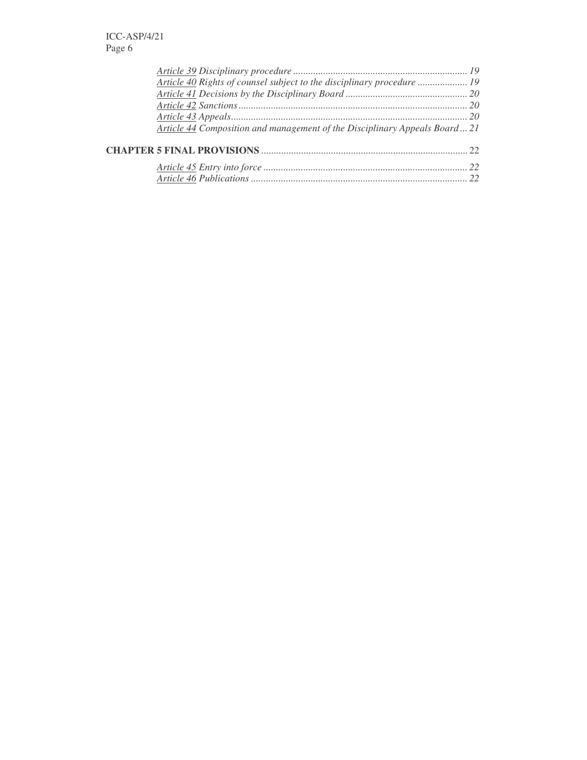*Article 39 Disciplinary procedure* ........................................................................ *19*
*Article 40 Rights of counsel subject to the disciplinary procedure* .................... *19*
*Article 41 Decisions by the Disciplinary Board* ................................................. *20*
*Article 42 Sanctions* ........................................................................................... *20*
*Article 43 Appeals* .............................................................................................. *20*
*Article 44 Composition and management of the Disciplinary Appeals Board* ... *21*

**CHAPTER 5 FINAL PROVISIONS** .................................................................................. 22

*Article 45 Entry into force* .................................................................................. *22*
*Article 46 Publications* ....................................................................................... *22*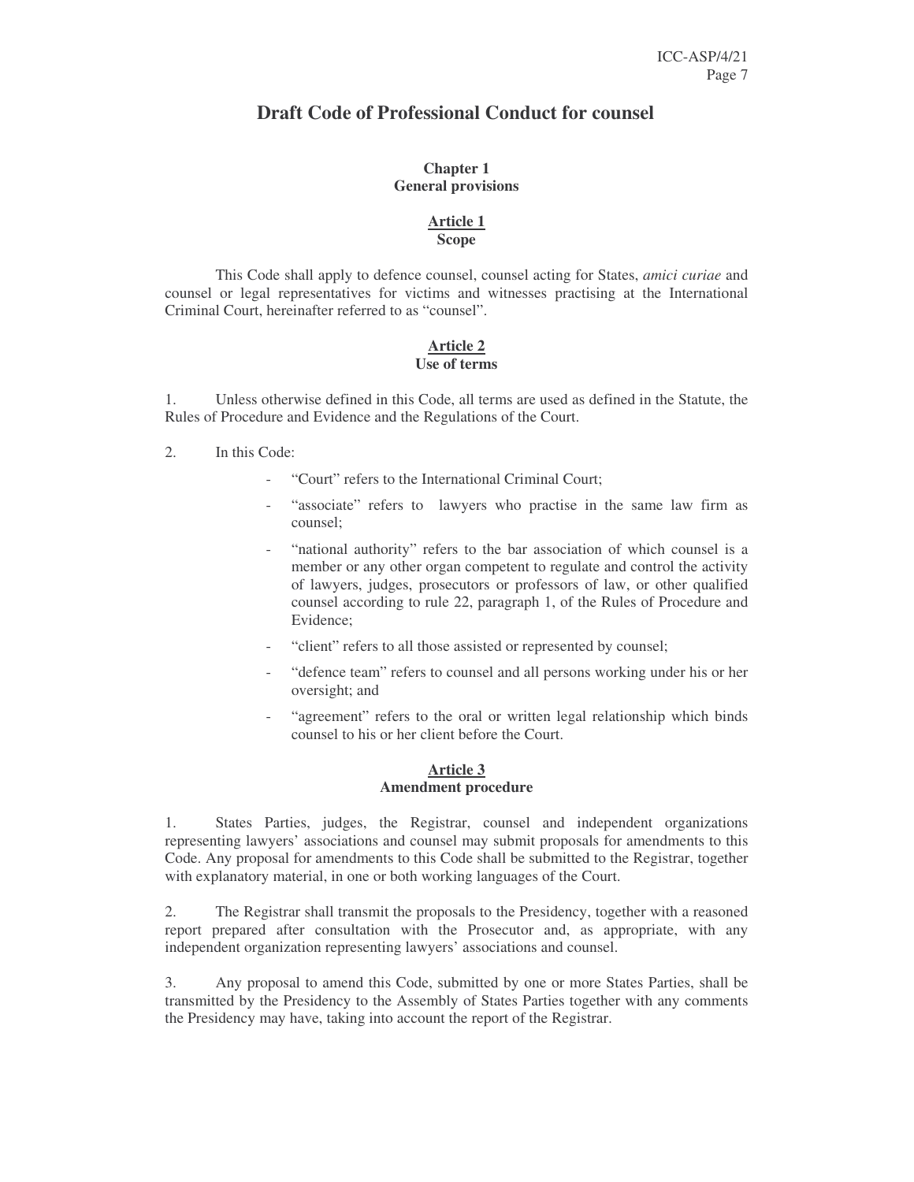# Draft Code of Professional Conduct for counsel

## Chapter 1
## General provisions

### Article 1
### Scope

This Code shall apply to defence counsel, counsel acting for States, *amici curiae* and counsel or legal representatives for victims and witnesses practising at the International Criminal Court, hereinafter referred to as "counsel".

### Article 2
### Use of terms

1. Unless otherwise defined in this Code, all terms are used as defined in the Statute, the Rules of Procedure and Evidence and the Regulations of the Court.

2. In this Code:

- "Court" refers to the International Criminal Court;
- "associate" refers to lawyers who practise in the same law firm as counsel;
- "national authority" refers to the bar association of which counsel is a member or any other organ competent to regulate and control the activity of lawyers, judges, prosecutors or professors of law, or other qualified counsel according to rule 22, paragraph 1, of the Rules of Procedure and Evidence;
- "client" refers to all those assisted or represented by counsel;
- "defence team" refers to counsel and all persons working under his or her oversight; and
- "agreement" refers to the oral or written legal relationship which binds counsel to his or her client before the Court.

### Article 3
### Amendment procedure

1. States Parties, judges, the Registrar, counsel and independent organizations representing lawyers' associations and counsel may submit proposals for amendments to this Code. Any proposal for amendments to this Code shall be submitted to the Registrar, together with explanatory material, in one or both working languages of the Court.

2. The Registrar shall transmit the proposals to the Presidency, together with a reasoned report prepared after consultation with the Prosecutor and, as appropriate, with any independent organization representing lawyers' associations and counsel.

3. Any proposal to amend this Code, submitted by one or more States Parties, shall be transmitted by the Presidency to the Assembly of States Parties together with any comments the Presidency may have, taking into account the report of the Registrar.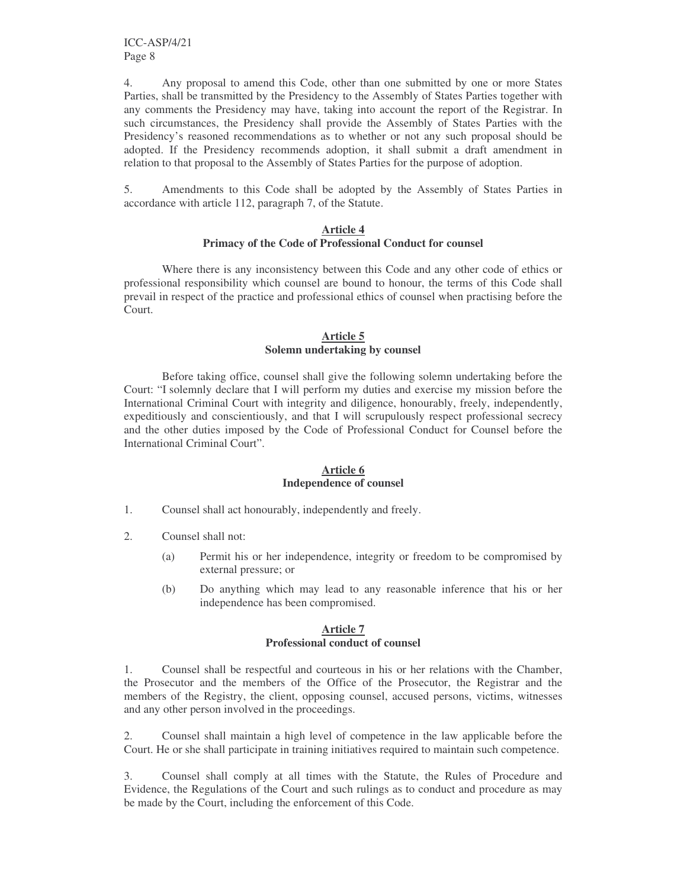4. Any proposal to amend this Code, other than one submitted by one or more States Parties, shall be transmitted by the Presidency to the Assembly of States Parties together with any comments the Presidency may have, taking into account the report of the Registrar. In such circumstances, the Presidency shall provide the Assembly of States Parties with the Presidency's reasoned recommendations as to whether or not any such proposal should be adopted. If the Presidency recommends adoption, it shall submit a draft amendment in relation to that proposal to the Assembly of States Parties for the purpose of adoption.

5. Amendments to this Code shall be adopted by the Assembly of States Parties in accordance with article 112, paragraph 7, of the Statute.

### Article 4
### Primacy of the Code of Professional Conduct for counsel

Where there is any inconsistency between this Code and any other code of ethics or professional responsibility which counsel are bound to honour, the terms of this Code shall prevail in respect of the practice and professional ethics of counsel when practising before the Court.

### Article 5
### Solemn undertaking by counsel

Before taking office, counsel shall give the following solemn undertaking before the Court: "I solemnly declare that I will perform my duties and exercise my mission before the International Criminal Court with integrity and diligence, honourably, freely, independently, expeditiously and conscientiously, and that I will scrupulously respect professional secrecy and the other duties imposed by the Code of Professional Conduct for Counsel before the International Criminal Court".

### Article 6
### Independence of counsel

1. Counsel shall act honourably, independently and freely.

2. Counsel shall not:

   (a) Permit his or her independence, integrity or freedom to be compromised by external pressure; or

   (b) Do anything which may lead to any reasonable inference that his or her independence has been compromised.

### Article 7
### Professional conduct of counsel

1. Counsel shall be respectful and courteous in his or her relations with the Chamber, the Prosecutor and the members of the Office of the Prosecutor, the Registrar and the members of the Registry, the client, opposing counsel, accused persons, victims, witnesses and any other person involved in the proceedings.

2. Counsel shall maintain a high level of competence in the law applicable before the Court. He or she shall participate in training initiatives required to maintain such competence.

3. Counsel shall comply at all times with the Statute, the Rules of Procedure and Evidence, the Regulations of the Court and such rulings as to conduct and procedure as may be made by the Court, including the enforcement of this Code.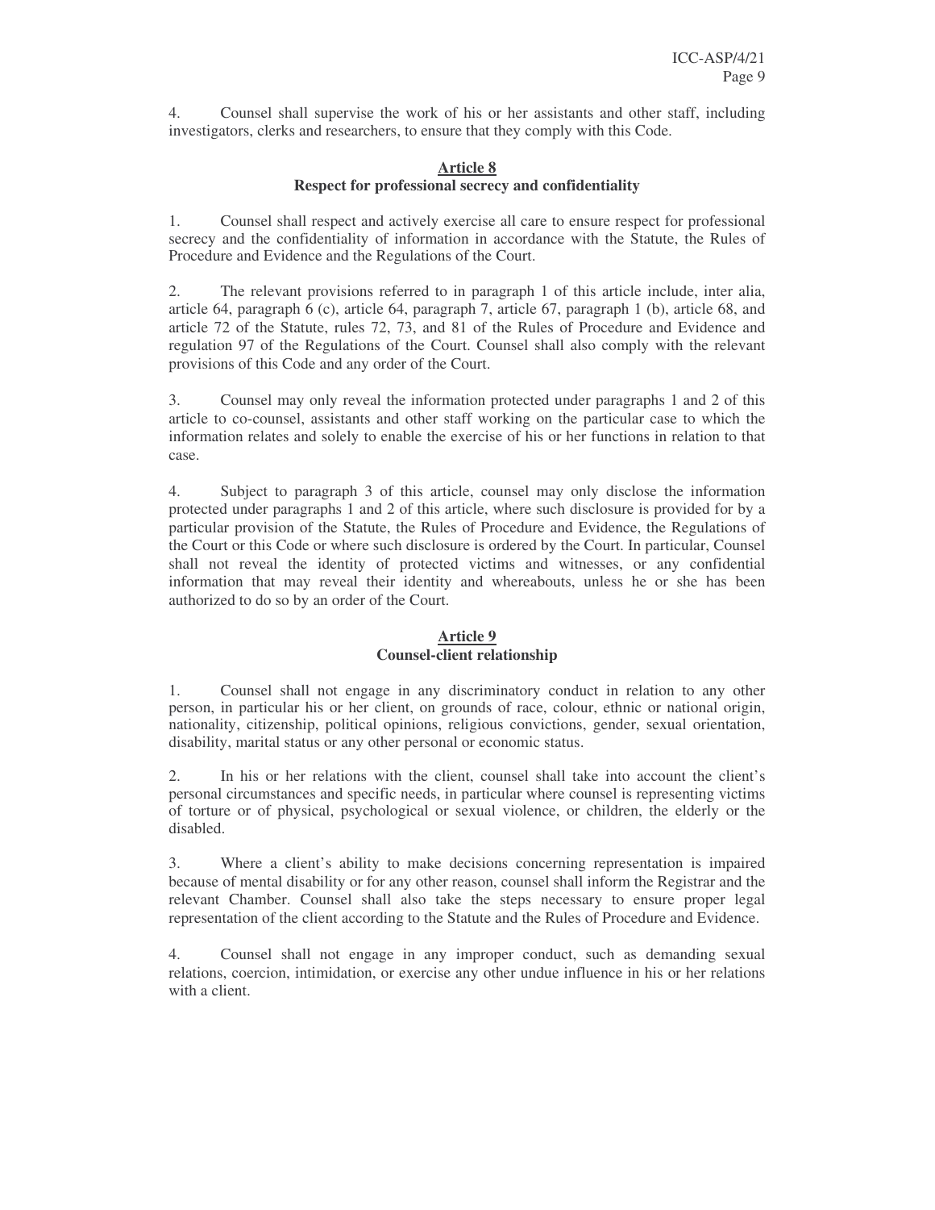4. Counsel shall supervise the work of his or her assistants and other staff, including investigators, clerks and researchers, to ensure that they comply with this Code.

## Article 8
**Respect for professional secrecy and confidentiality**

1. Counsel shall respect and actively exercise all care to ensure respect for professional secrecy and the confidentiality of information in accordance with the Statute, the Rules of Procedure and Evidence and the Regulations of the Court.

2. The relevant provisions referred to in paragraph 1 of this article include, inter alia, article 64, paragraph 6 (c), article 64, paragraph 7, article 67, paragraph 1 (b), article 68, and article 72 of the Statute, rules 72, 73, and 81 of the Rules of Procedure and Evidence and regulation 97 of the Regulations of the Court. Counsel shall also comply with the relevant provisions of this Code and any order of the Court.

3. Counsel may only reveal the information protected under paragraphs 1 and 2 of this article to co-counsel, assistants and other staff working on the particular case to which the information relates and solely to enable the exercise of his or her functions in relation to that case.

4. Subject to paragraph 3 of this article, counsel may only disclose the information protected under paragraphs 1 and 2 of this article, where such disclosure is provided for by a particular provision of the Statute, the Rules of Procedure and Evidence, the Regulations of the Court or this Code or where such disclosure is ordered by the Court. In particular, Counsel shall not reveal the identity of protected victims and witnesses, or any confidential information that may reveal their identity and whereabouts, unless he or she has been authorized to do so by an order of the Court.

## Article 9
**Counsel-client relationship**

1. Counsel shall not engage in any discriminatory conduct in relation to any other person, in particular his or her client, on grounds of race, colour, ethnic or national origin, nationality, citizenship, political opinions, religious convictions, gender, sexual orientation, disability, marital status or any other personal or economic status.

2. In his or her relations with the client, counsel shall take into account the client's personal circumstances and specific needs, in particular where counsel is representing victims of torture or of physical, psychological or sexual violence, or children, the elderly or the disabled.

3. Where a client's ability to make decisions concerning representation is impaired because of mental disability or for any other reason, counsel shall inform the Registrar and the relevant Chamber. Counsel shall also take the steps necessary to ensure proper legal representation of the client according to the Statute and the Rules of Procedure and Evidence.

4. Counsel shall not engage in any improper conduct, such as demanding sexual relations, coercion, intimidation, or exercise any other undue influence in his or her relations with a client.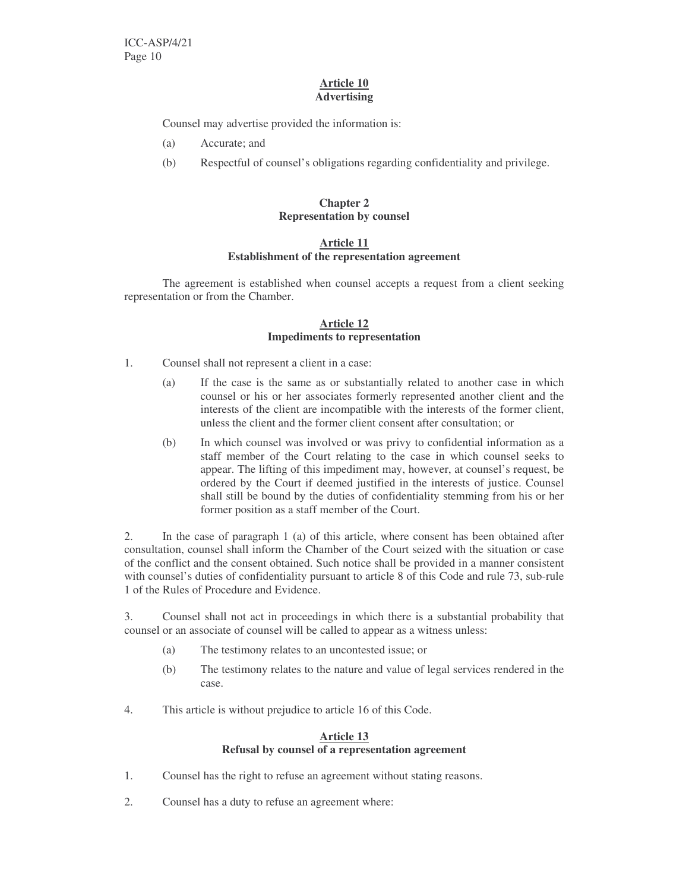## Article 10
### Advertising

Counsel may advertise provided the information is:

(a) Accurate; and

(b) Respectful of counsel's obligations regarding confidentiality and privilege.

# Chapter 2
# Representation by counsel

## Article 11
### Establishment of the representation agreement

The agreement is established when counsel accepts a request from a client seeking representation or from the Chamber.

## Article 12
### Impediments to representation

1. Counsel shall not represent a client in a case:

   (a) If the case is the same as or substantially related to another case in which counsel or his or her associates formerly represented another client and the interests of the client are incompatible with the interests of the former client, unless the client and the former client consent after consultation; or

   (b) In which counsel was involved or was privy to confidential information as a staff member of the Court relating to the case in which counsel seeks to appear. The lifting of this impediment may, however, at counsel's request, be ordered by the Court if deemed justified in the interests of justice. Counsel shall still be bound by the duties of confidentiality stemming from his or her former position as a staff member of the Court.

2. In the case of paragraph 1 (a) of this article, where consent has been obtained after consultation, counsel shall inform the Chamber of the Court seized with the situation or case of the conflict and the consent obtained. Such notice shall be provided in a manner consistent with counsel's duties of confidentiality pursuant to article 8 of this Code and rule 73, sub-rule 1 of the Rules of Procedure and Evidence.

3. Counsel shall not act in proceedings in which there is a substantial probability that counsel or an associate of counsel will be called to appear as a witness unless:

   (a) The testimony relates to an uncontested issue; or

   (b) The testimony relates to the nature and value of legal services rendered in the case.

4. This article is without prejudice to article 16 of this Code.

## Article 13
### Refusal by counsel of a representation agreement

1. Counsel has the right to refuse an agreement without stating reasons.

2. Counsel has a duty to refuse an agreement where: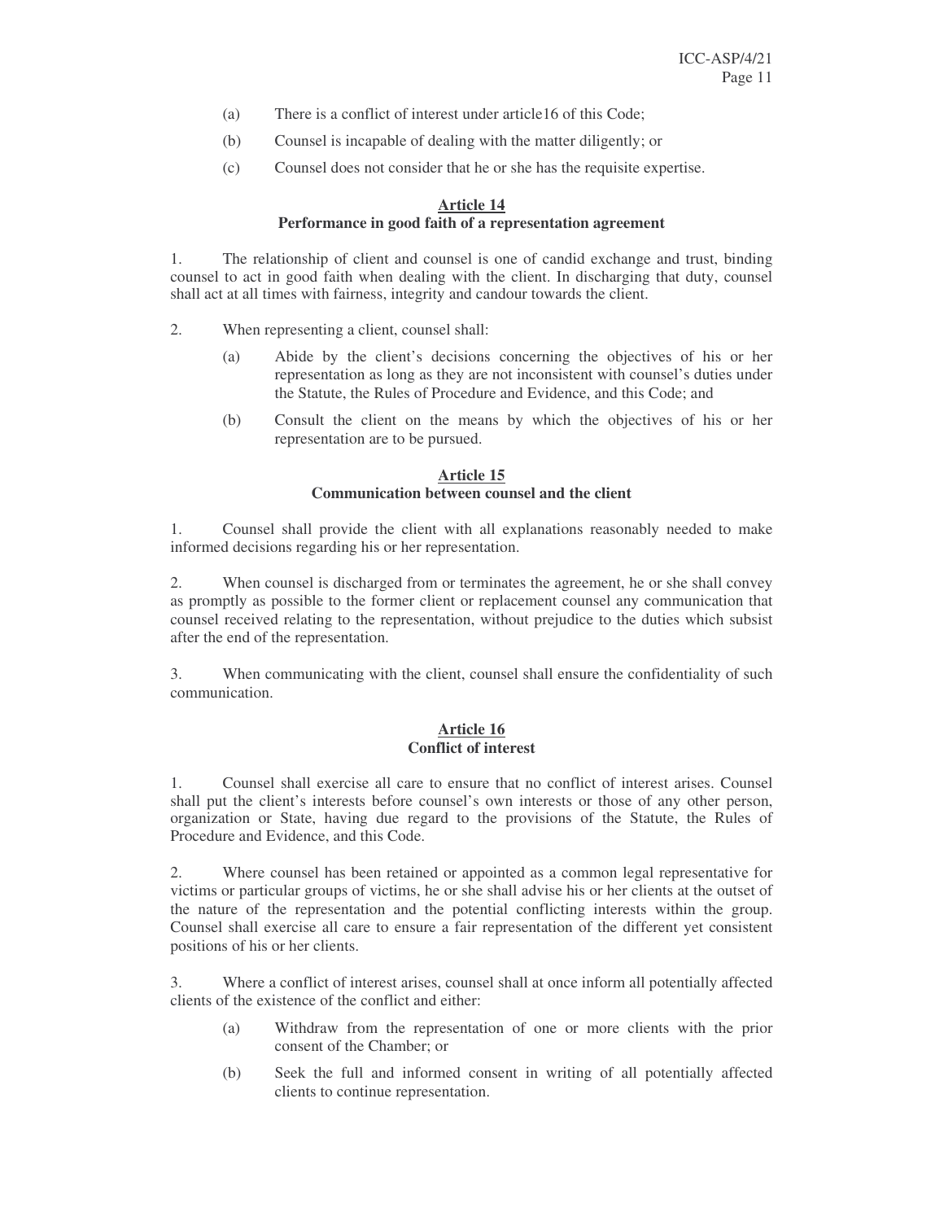(a) There is a conflict of interest under article16 of this Code;

(b) Counsel is incapable of dealing with the matter diligently; or

(c) Counsel does not consider that he or she has the requisite expertise.

### Article 14
### Performance in good faith of a representation agreement

1. The relationship of client and counsel is one of candid exchange and trust, binding counsel to act in good faith when dealing with the client. In discharging that duty, counsel shall act at all times with fairness, integrity and candour towards the client.

2. When representing a client, counsel shall:

   (a) Abide by the client's decisions concerning the objectives of his or her representation as long as they are not inconsistent with counsel's duties under the Statute, the Rules of Procedure and Evidence, and this Code; and

   (b) Consult the client on the means by which the objectives of his or her representation are to be pursued.

### Article 15
### Communication between counsel and the client

1. Counsel shall provide the client with all explanations reasonably needed to make informed decisions regarding his or her representation.

2. When counsel is discharged from or terminates the agreement, he or she shall convey as promptly as possible to the former client or replacement counsel any communication that counsel received relating to the representation, without prejudice to the duties which subsist after the end of the representation.

3. When communicating with the client, counsel shall ensure the confidentiality of such communication.

### Article 16
### Conflict of interest

1. Counsel shall exercise all care to ensure that no conflict of interest arises. Counsel shall put the client's interests before counsel's own interests or those of any other person, organization or State, having due regard to the provisions of the Statute, the Rules of Procedure and Evidence, and this Code.

2. Where counsel has been retained or appointed as a common legal representative for victims or particular groups of victims, he or she shall advise his or her clients at the outset of the nature of the representation and the potential conflicting interests within the group. Counsel shall exercise all care to ensure a fair representation of the different yet consistent positions of his or her clients.

3. Where a conflict of interest arises, counsel shall at once inform all potentially affected clients of the existence of the conflict and either:

   (a) Withdraw from the representation of one or more clients with the prior consent of the Chamber; or

   (b) Seek the full and informed consent in writing of all potentially affected clients to continue representation.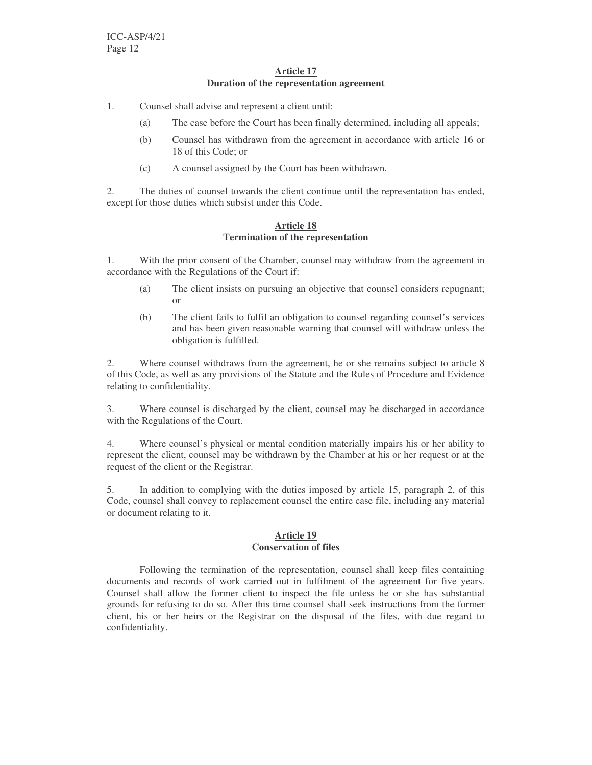## Article 17
### Duration of the representation agreement

1. Counsel shall advise and represent a client until:

   (a) The case before the Court has been finally determined, including all appeals;

   (b) Counsel has withdrawn from the agreement in accordance with article 16 or 18 of this Code; or

   (c) A counsel assigned by the Court has been withdrawn.

2. The duties of counsel towards the client continue until the representation has ended, except for those duties which subsist under this Code.

## Article 18
### Termination of the representation

1. With the prior consent of the Chamber, counsel may withdraw from the agreement in accordance with the Regulations of the Court if:

   (a) The client insists on pursuing an objective that counsel considers repugnant; or

   (b) The client fails to fulfil an obligation to counsel regarding counsel's services and has been given reasonable warning that counsel will withdraw unless the obligation is fulfilled.

2. Where counsel withdraws from the agreement, he or she remains subject to article 8 of this Code, as well as any provisions of the Statute and the Rules of Procedure and Evidence relating to confidentiality.

3. Where counsel is discharged by the client, counsel may be discharged in accordance with the Regulations of the Court.

4. Where counsel's physical or mental condition materially impairs his or her ability to represent the client, counsel may be withdrawn by the Chamber at his or her request or at the request of the client or the Registrar.

5. In addition to complying with the duties imposed by article 15, paragraph 2, of this Code, counsel shall convey to replacement counsel the entire case file, including any material or document relating to it.

## Article 19
### Conservation of files

Following the termination of the representation, counsel shall keep files containing documents and records of work carried out in fulfilment of the agreement for five years. Counsel shall allow the former client to inspect the file unless he or she has substantial grounds for refusing to do so. After this time counsel shall seek instructions from the former client, his or her heirs or the Registrar on the disposal of the files, with due regard to confidentiality.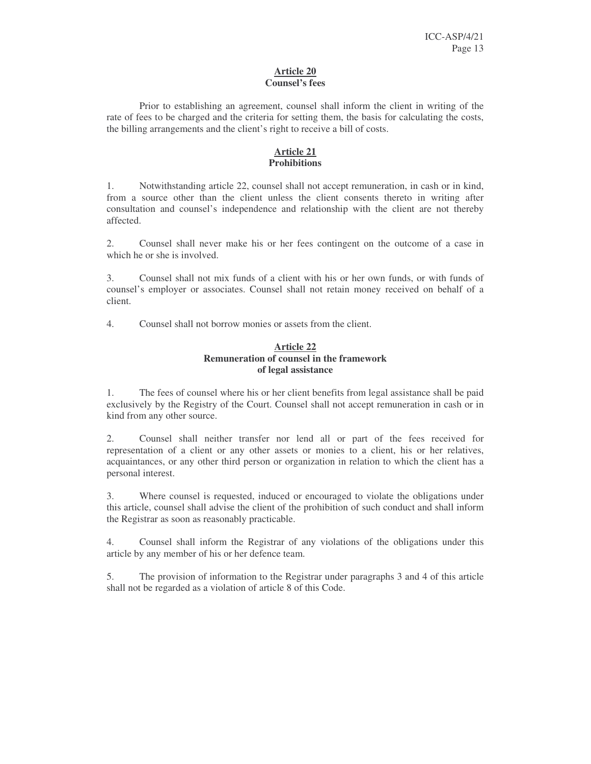### Article 20
### Counsel's fees

Prior to establishing an agreement, counsel shall inform the client in writing of the rate of fees to be charged and the criteria for setting them, the basis for calculating the costs, the billing arrangements and the client's right to receive a bill of costs.

### Article 21
### Prohibitions

1. Notwithstanding article 22, counsel shall not accept remuneration, in cash or in kind, from a source other than the client unless the client consents thereto in writing after consultation and counsel's independence and relationship with the client are not thereby affected.

2. Counsel shall never make his or her fees contingent on the outcome of a case in which he or she is involved.

3. Counsel shall not mix funds of a client with his or her own funds, or with funds of counsel's employer or associates. Counsel shall not retain money received on behalf of a client.

4. Counsel shall not borrow monies or assets from the client.

### Article 22
### Remuneration of counsel in the framework of legal assistance

1. The fees of counsel where his or her client benefits from legal assistance shall be paid exclusively by the Registry of the Court. Counsel shall not accept remuneration in cash or in kind from any other source.

2. Counsel shall neither transfer nor lend all or part of the fees received for representation of a client or any other assets or monies to a client, his or her relatives, acquaintances, or any other third person or organization in relation to which the client has a personal interest.

3. Where counsel is requested, induced or encouraged to violate the obligations under this article, counsel shall advise the client of the prohibition of such conduct and shall inform the Registrar as soon as reasonably practicable.

4. Counsel shall inform the Registrar of any violations of the obligations under this article by any member of his or her defence team.

5. The provision of information to the Registrar under paragraphs 3 and 4 of this article shall not be regarded as a violation of article 8 of this Code.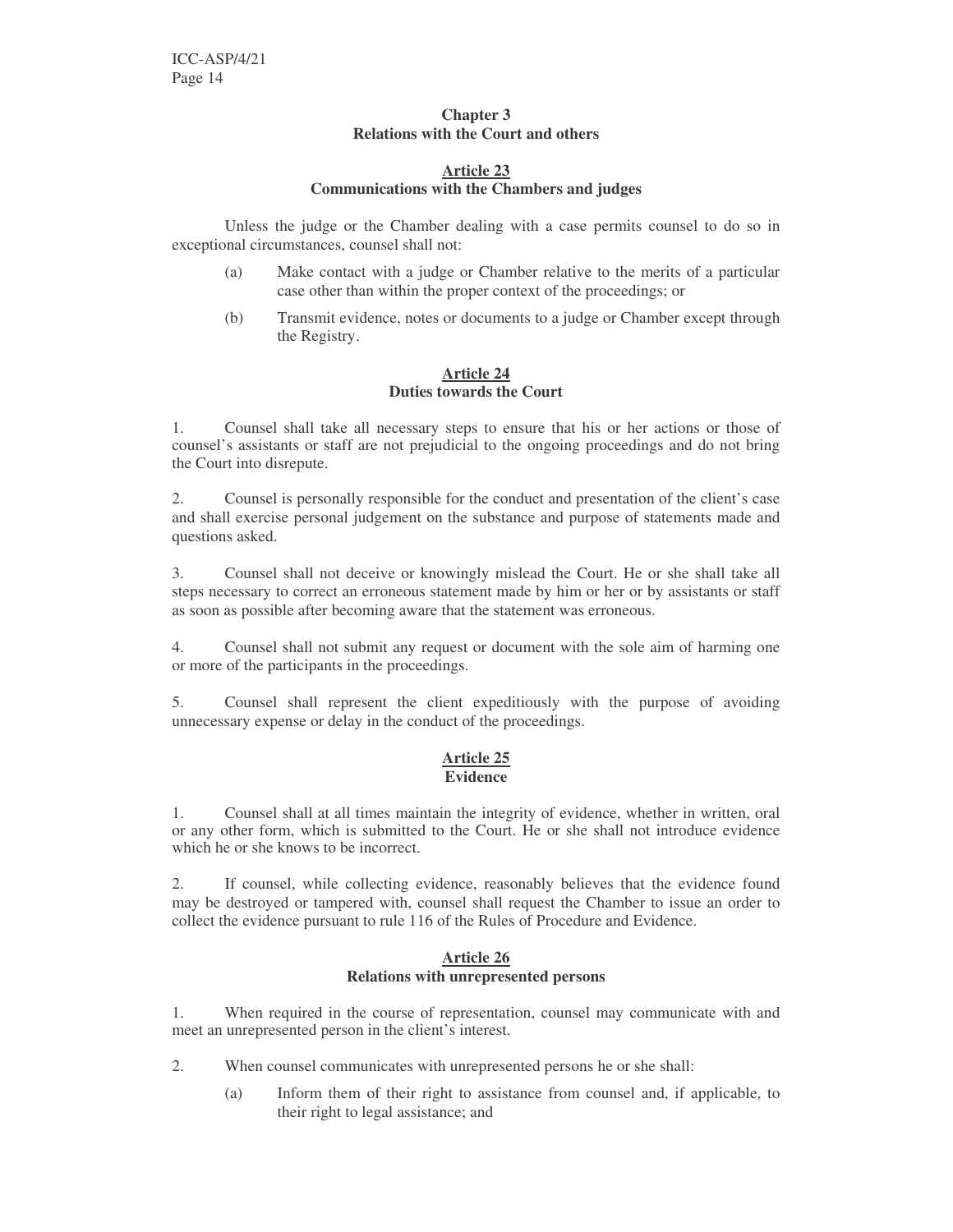## Chapter 3
## Relations with the Court and others

### Article 23
### Communications with the Chambers and judges

Unless the judge or the Chamber dealing with a case permits counsel to do so in exceptional circumstances, counsel shall not:

(a) Make contact with a judge or Chamber relative to the merits of a particular case other than within the proper context of the proceedings; or

(b) Transmit evidence, notes or documents to a judge or Chamber except through the Registry.

### Article 24
### Duties towards the Court

1. Counsel shall take all necessary steps to ensure that his or her actions or those of counsel's assistants or staff are not prejudicial to the ongoing proceedings and do not bring the Court into disrepute.

2. Counsel is personally responsible for the conduct and presentation of the client's case and shall exercise personal judgement on the substance and purpose of statements made and questions asked.

3. Counsel shall not deceive or knowingly mislead the Court. He or she shall take all steps necessary to correct an erroneous statement made by him or her or by assistants or staff as soon as possible after becoming aware that the statement was erroneous.

4. Counsel shall not submit any request or document with the sole aim of harming one or more of the participants in the proceedings.

5. Counsel shall represent the client expeditiously with the purpose of avoiding unnecessary expense or delay in the conduct of the proceedings.

### Article 25
### Evidence

1. Counsel shall at all times maintain the integrity of evidence, whether in written, oral or any other form, which is submitted to the Court. He or she shall not introduce evidence which he or she knows to be incorrect.

2. If counsel, while collecting evidence, reasonably believes that the evidence found may be destroyed or tampered with, counsel shall request the Chamber to issue an order to collect the evidence pursuant to rule 116 of the Rules of Procedure and Evidence.

### Article 26
### Relations with unrepresented persons

1. When required in the course of representation, counsel may communicate with and meet an unrepresented person in the client's interest.

2. When counsel communicates with unrepresented persons he or she shall:

(a) Inform them of their right to assistance from counsel and, if applicable, to their right to legal assistance; and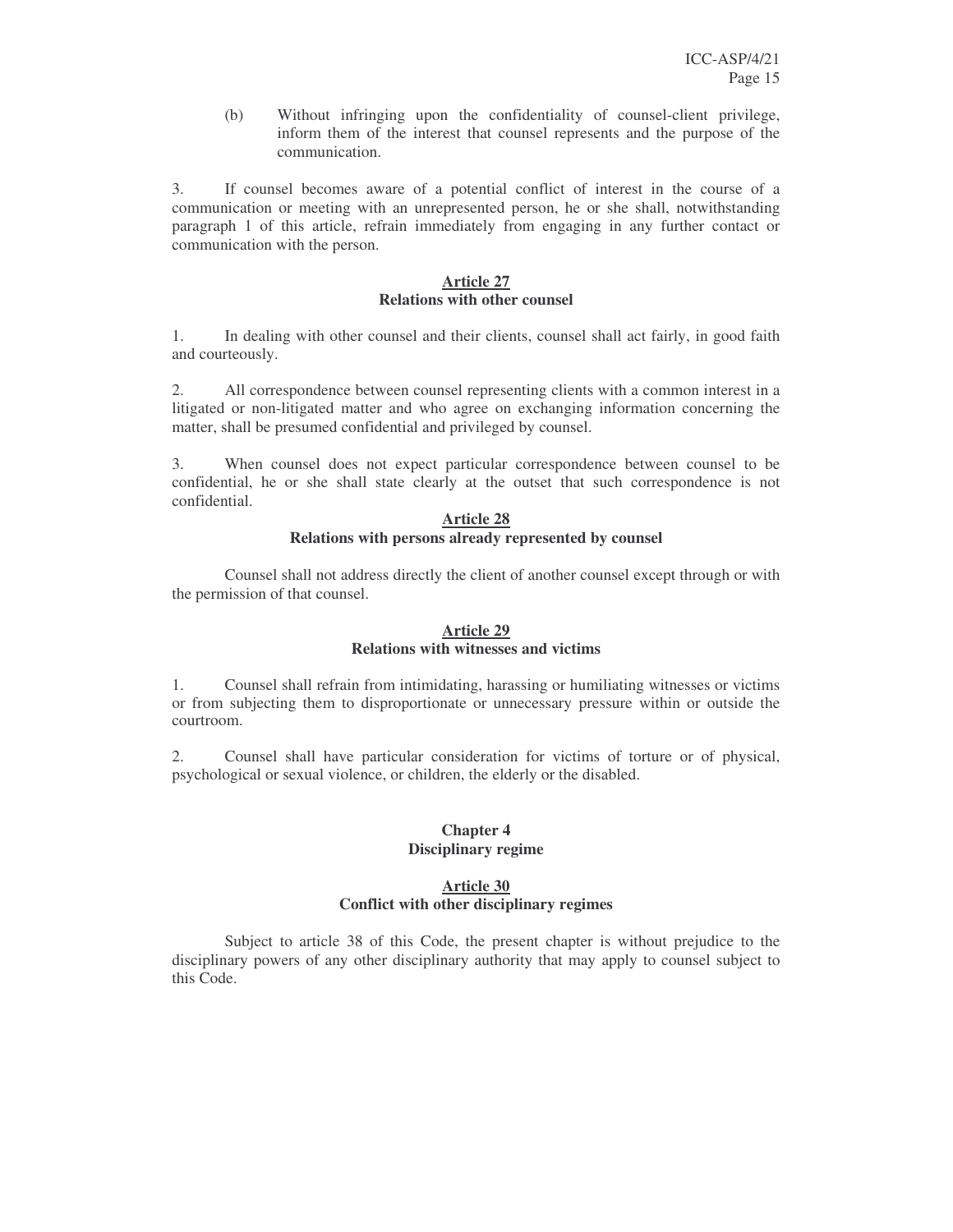(b) Without infringing upon the confidentiality of counsel-client privilege, inform them of the interest that counsel represents and the purpose of the communication.

3. If counsel becomes aware of a potential conflict of interest in the course of a communication or meeting with an unrepresented person, he or she shall, notwithstanding paragraph 1 of this article, refrain immediately from engaging in any further contact or communication with the person.

### Article 27
### Relations with other counsel

1. In dealing with other counsel and their clients, counsel shall act fairly, in good faith and courteously.

2. All correspondence between counsel representing clients with a common interest in a litigated or non-litigated matter and who agree on exchanging information concerning the matter, shall be presumed confidential and privileged by counsel.

3. When counsel does not expect particular correspondence between counsel to be confidential, he or she shall state clearly at the outset that such correspondence is not confidential.

### Article 28
### Relations with persons already represented by counsel

Counsel shall not address directly the client of another counsel except through or with the permission of that counsel.

### Article 29
### Relations with witnesses and victims

1. Counsel shall refrain from intimidating, harassing or humiliating witnesses or victims or from subjecting them to disproportionate or unnecessary pressure within or outside the courtroom.

2. Counsel shall have particular consideration for victims of torture or of physical, psychological or sexual violence, or children, the elderly or the disabled.

## Chapter 4
## Disciplinary regime

### Article 30
### Conflict with other disciplinary regimes

Subject to article 38 of this Code, the present chapter is without prejudice to the disciplinary powers of any other disciplinary authority that may apply to counsel subject to this Code.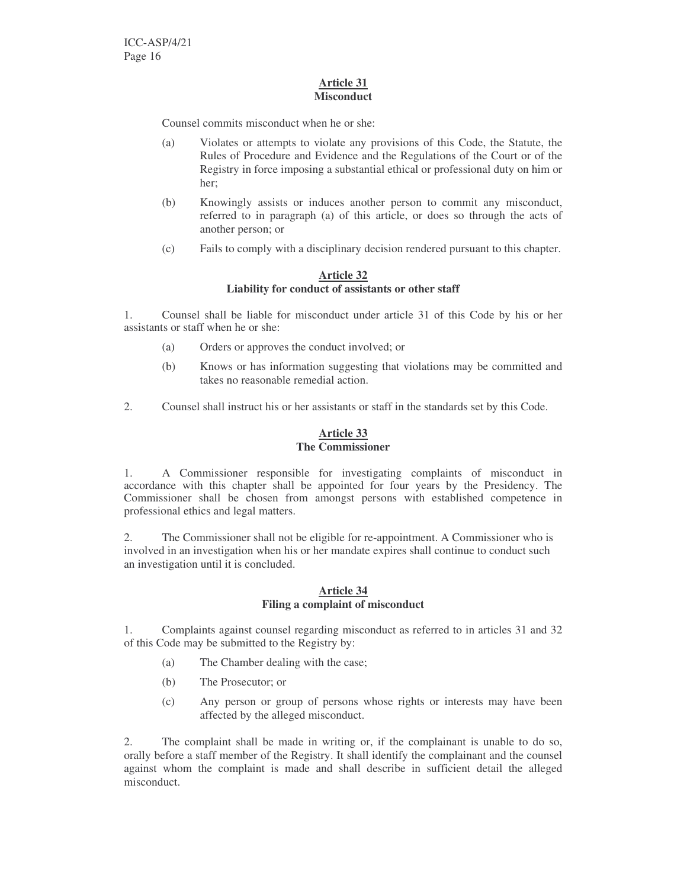## Article 31
## Misconduct

Counsel commits misconduct when he or she:

(a) Violates or attempts to violate any provisions of this Code, the Statute, the Rules of Procedure and Evidence and the Regulations of the Court or of the Registry in force imposing a substantial ethical or professional duty on him or her;

(b) Knowingly assists or induces another person to commit any misconduct, referred to in paragraph (a) of this article, or does so through the acts of another person; or

(c) Fails to comply with a disciplinary decision rendered pursuant to this chapter.

## Article 32
## Liability for conduct of assistants or other staff

1. Counsel shall be liable for misconduct under article 31 of this Code by his or her assistants or staff when he or she:

(a) Orders or approves the conduct involved; or

(b) Knows or has information suggesting that violations may be committed and takes no reasonable remedial action.

2. Counsel shall instruct his or her assistants or staff in the standards set by this Code.

## Article 33
## The Commissioner

1. A Commissioner responsible for investigating complaints of misconduct in accordance with this chapter shall be appointed for four years by the Presidency. The Commissioner shall be chosen from amongst persons with established competence in professional ethics and legal matters.

2. The Commissioner shall not be eligible for re-appointment. A Commissioner who is involved in an investigation when his or her mandate expires shall continue to conduct such an investigation until it is concluded.

## Article 34
## Filing a complaint of misconduct

1. Complaints against counsel regarding misconduct as referred to in articles 31 and 32 of this Code may be submitted to the Registry by:

(a) The Chamber dealing with the case;

(b) The Prosecutor; or

(c) Any person or group of persons whose rights or interests may have been affected by the alleged misconduct.

2. The complaint shall be made in writing or, if the complainant is unable to do so, orally before a staff member of the Registry. It shall identify the complainant and the counsel against whom the complaint is made and shall describe in sufficient detail the alleged misconduct.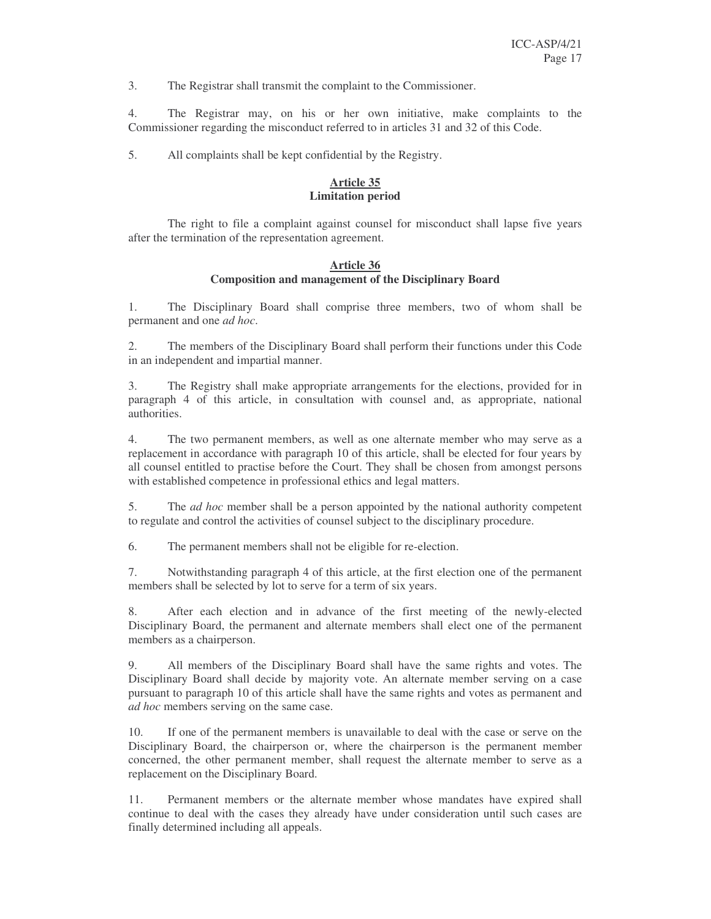3. The Registrar shall transmit the complaint to the Commissioner.

4. The Registrar may, on his or her own initiative, make complaints to the Commissioner regarding the misconduct referred to in articles 31 and 32 of this Code.

5. All complaints shall be kept confidential by the Registry.

### Article 35
### Limitation period

The right to file a complaint against counsel for misconduct shall lapse five years after the termination of the representation agreement.

### Article 36
### Composition and management of the Disciplinary Board

1. The Disciplinary Board shall comprise three members, two of whom shall be permanent and one *ad hoc*.

2. The members of the Disciplinary Board shall perform their functions under this Code in an independent and impartial manner.

3. The Registry shall make appropriate arrangements for the elections, provided for in paragraph 4 of this article, in consultation with counsel and, as appropriate, national authorities.

4. The two permanent members, as well as one alternate member who may serve as a replacement in accordance with paragraph 10 of this article, shall be elected for four years by all counsel entitled to practise before the Court. They shall be chosen from amongst persons with established competence in professional ethics and legal matters.

5. The *ad hoc* member shall be a person appointed by the national authority competent to regulate and control the activities of counsel subject to the disciplinary procedure.

6. The permanent members shall not be eligible for re-election.

7. Notwithstanding paragraph 4 of this article, at the first election one of the permanent members shall be selected by lot to serve for a term of six years.

8. After each election and in advance of the first meeting of the newly-elected Disciplinary Board, the permanent and alternate members shall elect one of the permanent members as a chairperson.

9. All members of the Disciplinary Board shall have the same rights and votes. The Disciplinary Board shall decide by majority vote. An alternate member serving on a case pursuant to paragraph 10 of this article shall have the same rights and votes as permanent and *ad hoc* members serving on the same case.

10. If one of the permanent members is unavailable to deal with the case or serve on the Disciplinary Board, the chairperson or, where the chairperson is the permanent member concerned, the other permanent member, shall request the alternate member to serve as a replacement on the Disciplinary Board.

11. Permanent members or the alternate member whose mandates have expired shall continue to deal with the cases they already have under consideration until such cases are finally determined including all appeals.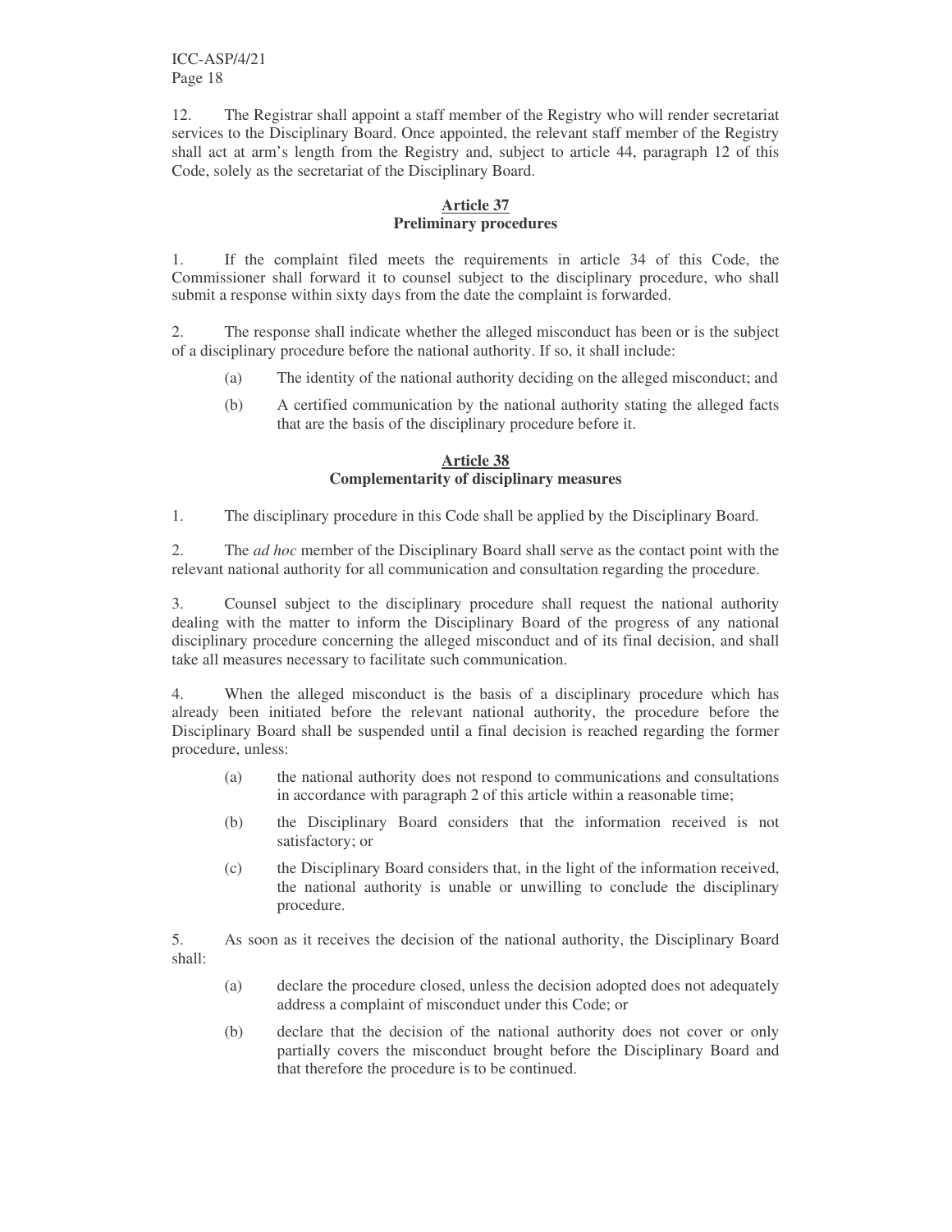12. The Registrar shall appoint a staff member of the Registry who will render secretariat services to the Disciplinary Board. Once appointed, the relevant staff member of the Registry shall act at arm's length from the Registry and, subject to article 44, paragraph 12 of this Code, solely as the secretariat of the Disciplinary Board.

## Article 37
## Preliminary procedures

1. If the complaint filed meets the requirements in article 34 of this Code, the Commissioner shall forward it to counsel subject to the disciplinary procedure, who shall submit a response within sixty days from the date the complaint is forwarded.

2. The response shall indicate whether the alleged misconduct has been or is the subject of a disciplinary procedure before the national authority. If so, it shall include:

   (a) The identity of the national authority deciding on the alleged misconduct; and

   (b) A certified communication by the national authority stating the alleged facts that are the basis of the disciplinary procedure before it.

## Article 38
## Complementarity of disciplinary measures

1. The disciplinary procedure in this Code shall be applied by the Disciplinary Board.

2. The *ad hoc* member of the Disciplinary Board shall serve as the contact point with the relevant national authority for all communication and consultation regarding the procedure.

3. Counsel subject to the disciplinary procedure shall request the national authority dealing with the matter to inform the Disciplinary Board of the progress of any national disciplinary procedure concerning the alleged misconduct and of its final decision, and shall take all measures necessary to facilitate such communication.

4. When the alleged misconduct is the basis of a disciplinary procedure which has already been initiated before the relevant national authority, the procedure before the Disciplinary Board shall be suspended until a final decision is reached regarding the former procedure, unless:

   (a) the national authority does not respond to communications and consultations in accordance with paragraph 2 of this article within a reasonable time;

   (b) the Disciplinary Board considers that the information received is not satisfactory; or

   (c) the Disciplinary Board considers that, in the light of the information received, the national authority is unable or unwilling to conclude the disciplinary procedure.

5. As soon as it receives the decision of the national authority, the Disciplinary Board shall:

   (a) declare the procedure closed, unless the decision adopted does not adequately address a complaint of misconduct under this Code; or

   (b) declare that the decision of the national authority does not cover or only partially covers the misconduct brought before the Disciplinary Board and that therefore the procedure is to be continued.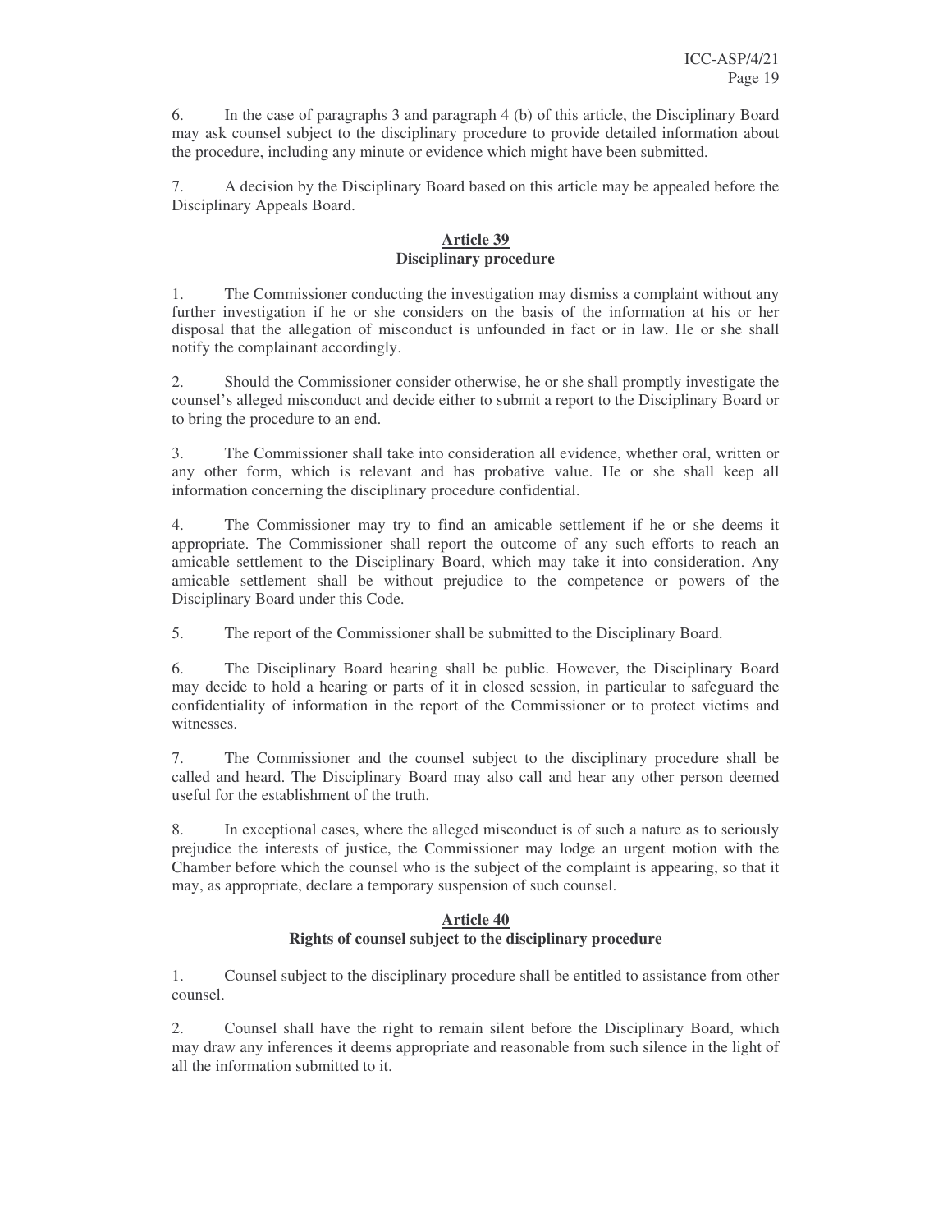6. In the case of paragraphs 3 and paragraph 4 (b) of this article, the Disciplinary Board may ask counsel subject to the disciplinary procedure to provide detailed information about the procedure, including any minute or evidence which might have been submitted.

7. A decision by the Disciplinary Board based on this article may be appealed before the Disciplinary Appeals Board.

### Article 39
### Disciplinary procedure

1. The Commissioner conducting the investigation may dismiss a complaint without any further investigation if he or she considers on the basis of the information at his or her disposal that the allegation of misconduct is unfounded in fact or in law. He or she shall notify the complainant accordingly.

2. Should the Commissioner consider otherwise, he or she shall promptly investigate the counsel's alleged misconduct and decide either to submit a report to the Disciplinary Board or to bring the procedure to an end.

3. The Commissioner shall take into consideration all evidence, whether oral, written or any other form, which is relevant and has probative value. He or she shall keep all information concerning the disciplinary procedure confidential.

4. The Commissioner may try to find an amicable settlement if he or she deems it appropriate. The Commissioner shall report the outcome of any such efforts to reach an amicable settlement to the Disciplinary Board, which may take it into consideration. Any amicable settlement shall be without prejudice to the competence or powers of the Disciplinary Board under this Code.

5. The report of the Commissioner shall be submitted to the Disciplinary Board.

6. The Disciplinary Board hearing shall be public. However, the Disciplinary Board may decide to hold a hearing or parts of it in closed session, in particular to safeguard the confidentiality of information in the report of the Commissioner or to protect victims and witnesses.

7. The Commissioner and the counsel subject to the disciplinary procedure shall be called and heard. The Disciplinary Board may also call and hear any other person deemed useful for the establishment of the truth.

8. In exceptional cases, where the alleged misconduct is of such a nature as to seriously prejudice the interests of justice, the Commissioner may lodge an urgent motion with the Chamber before which the counsel who is the subject of the complaint is appearing, so that it may, as appropriate, declare a temporary suspension of such counsel.

### Article 40
### Rights of counsel subject to the disciplinary procedure

1. Counsel subject to the disciplinary procedure shall be entitled to assistance from other counsel.

2. Counsel shall have the right to remain silent before the Disciplinary Board, which may draw any inferences it deems appropriate and reasonable from such silence in the light of all the information submitted to it.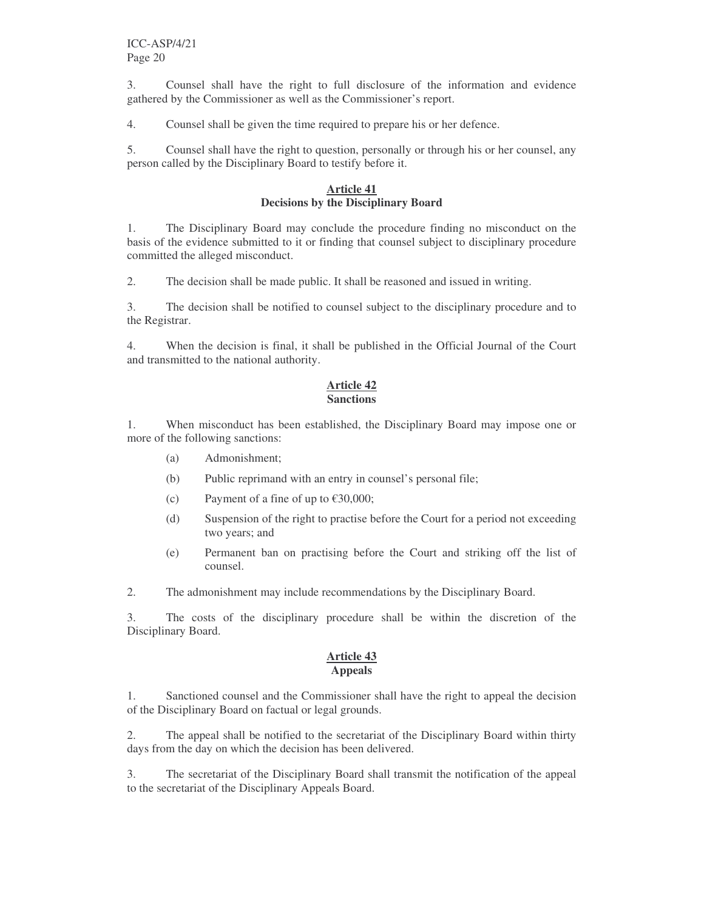3. Counsel shall have the right to full disclosure of the information and evidence gathered by the Commissioner as well as the Commissioner's report.

4. Counsel shall be given the time required to prepare his or her defence.

5. Counsel shall have the right to question, personally or through his or her counsel, any person called by the Disciplinary Board to testify before it.

## Article 41
## Decisions by the Disciplinary Board

1. The Disciplinary Board may conclude the procedure finding no misconduct on the basis of the evidence submitted to it or finding that counsel subject to disciplinary procedure committed the alleged misconduct.

2. The decision shall be made public. It shall be reasoned and issued in writing.

3. The decision shall be notified to counsel subject to the disciplinary procedure and to the Registrar.

4. When the decision is final, it shall be published in the Official Journal of the Court and transmitted to the national authority.

## Article 42
## Sanctions

1. When misconduct has been established, the Disciplinary Board may impose one or more of the following sanctions:

   (a) Admonishment;

   (b) Public reprimand with an entry in counsel's personal file;

   (c) Payment of a fine of up to €30,000;

   (d) Suspension of the right to practise before the Court for a period not exceeding two years; and

   (e) Permanent ban on practising before the Court and striking off the list of counsel.

2. The admonishment may include recommendations by the Disciplinary Board.

3. The costs of the disciplinary procedure shall be within the discretion of the Disciplinary Board.

## Article 43
## Appeals

1. Sanctioned counsel and the Commissioner shall have the right to appeal the decision of the Disciplinary Board on factual or legal grounds.

2. The appeal shall be notified to the secretariat of the Disciplinary Board within thirty days from the day on which the decision has been delivered.

3. The secretariat of the Disciplinary Board shall transmit the notification of the appeal to the secretariat of the Disciplinary Appeals Board.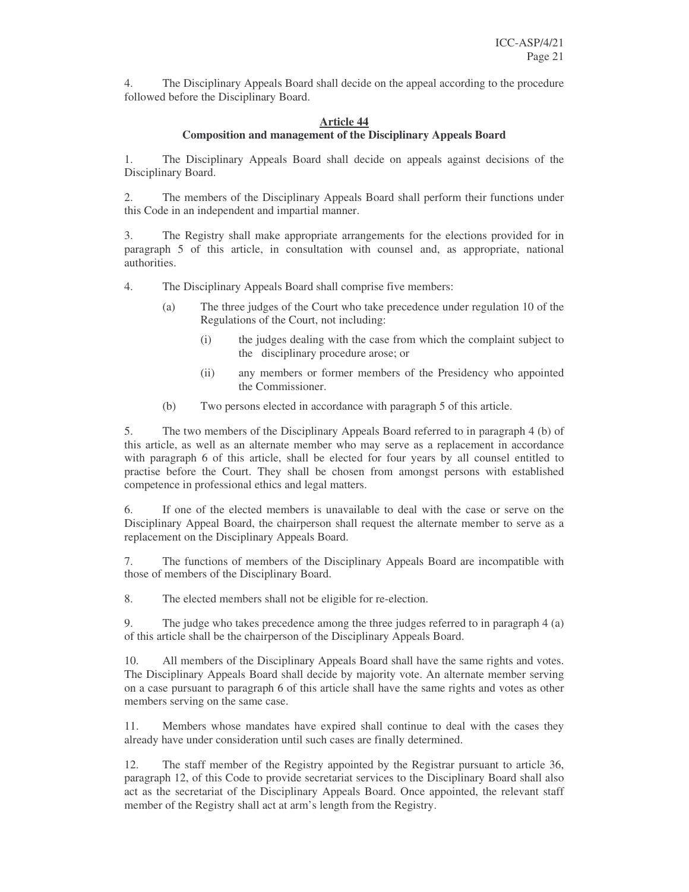4. The Disciplinary Appeals Board shall decide on the appeal according to the procedure followed before the Disciplinary Board.

## Article 44
### Composition and management of the Disciplinary Appeals Board

1. The Disciplinary Appeals Board shall decide on appeals against decisions of the Disciplinary Board.

2. The members of the Disciplinary Appeals Board shall perform their functions under this Code in an independent and impartial manner.

3. The Registry shall make appropriate arrangements for the elections provided for in paragraph 5 of this article, in consultation with counsel and, as appropriate, national authorities.

4. The Disciplinary Appeals Board shall comprise five members:

   (a) The three judges of the Court who take precedence under regulation 10 of the Regulations of the Court, not including:

      (i) the judges dealing with the case from which the complaint subject to the disciplinary procedure arose; or

      (ii) any members or former members of the Presidency who appointed the Commissioner.

   (b) Two persons elected in accordance with paragraph 5 of this article.

5. The two members of the Disciplinary Appeals Board referred to in paragraph 4 (b) of this article, as well as an alternate member who may serve as a replacement in accordance with paragraph 6 of this article, shall be elected for four years by all counsel entitled to practise before the Court. They shall be chosen from amongst persons with established competence in professional ethics and legal matters.

6. If one of the elected members is unavailable to deal with the case or serve on the Disciplinary Appeal Board, the chairperson shall request the alternate member to serve as a replacement on the Disciplinary Appeals Board.

7. The functions of members of the Disciplinary Appeals Board are incompatible with those of members of the Disciplinary Board.

8. The elected members shall not be eligible for re-election.

9. The judge who takes precedence among the three judges referred to in paragraph 4 (a) of this article shall be the chairperson of the Disciplinary Appeals Board.

10. All members of the Disciplinary Appeals Board shall have the same rights and votes. The Disciplinary Appeals Board shall decide by majority vote. An alternate member serving on a case pursuant to paragraph 6 of this article shall have the same rights and votes as other members serving on the same case.

11. Members whose mandates have expired shall continue to deal with the cases they already have under consideration until such cases are finally determined.

12. The staff member of the Registry appointed by the Registrar pursuant to article 36, paragraph 12, of this Code to provide secretariat services to the Disciplinary Board shall also act as the secretariat of the Disciplinary Appeals Board. Once appointed, the relevant staff member of the Registry shall act at arm's length from the Registry.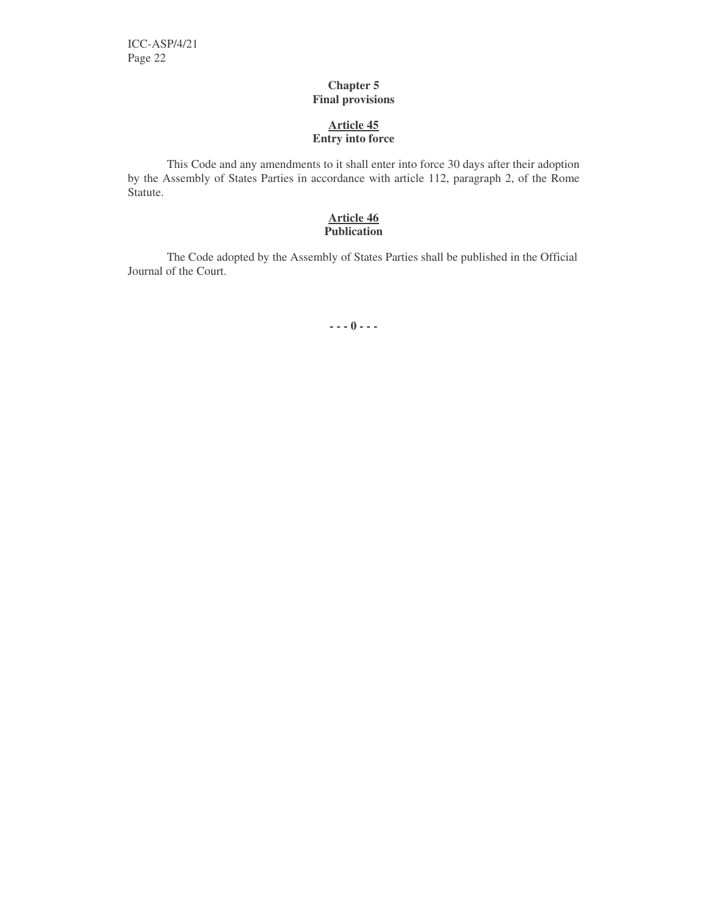## Chapter 5
## Final provisions

### Article 45
### Entry into force

This Code and any amendments to it shall enter into force 30 days after their adoption by the Assembly of States Parties in accordance with article 112, paragraph 2, of the Rome Statute.

### Article 46
### Publication

The Code adopted by the Assembly of States Parties shall be published in the Official Journal of the Court.

**- - - 0 - - -**